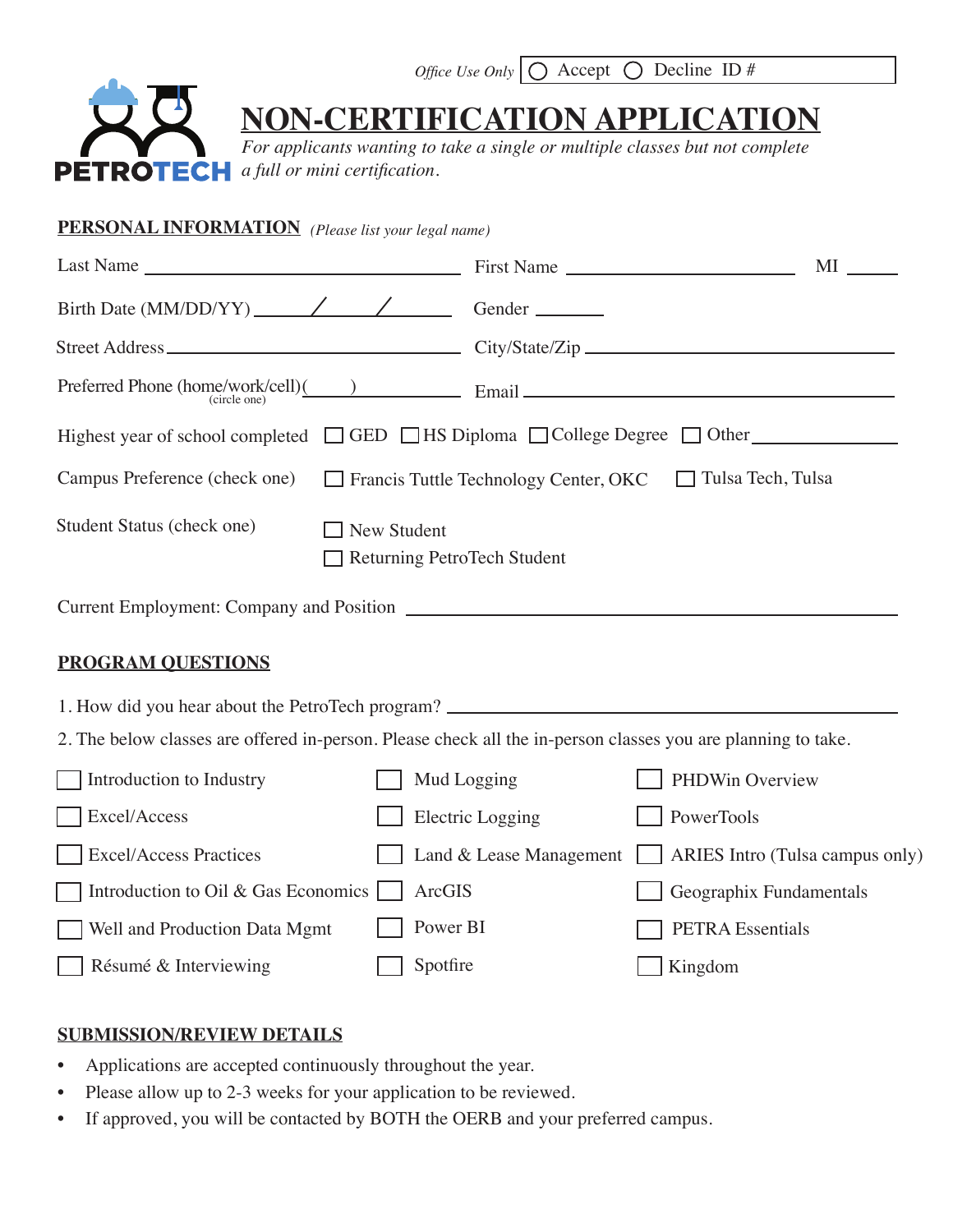*Office Use Only* ◯ Accept ◯ Decline ID #

PETROTECH

# NON-CERTIFICATION APPLICATION

*For applicants wanting to take a single or multiple classes but not complete a full or mini certification.*

## PERSONAL INFORMATION *(Please list your legal name)*

Last Name ____________________ First Name ____________________ MI _____

Birth Date (MM/DD/YY) _____/_____/_____ Gender _______

Street Address ____________________ City/State/Zip ____________________

Preferred Phone (home/work/cell) (circle one) (____) ____________ Email ____________________

Highest year of school completed ☐ GED ☐ HS Diploma ☐ College Degree ☐ Other ____________

Campus Preference (check one) ☐ Francis Tuttle Technology Center, OKC ☐ Tulsa Tech, Tulsa

Student Status (check one)
☐ New Student
☐ Returning PetroTech Student

Current Employment: Company and Position ____________________

## PROGRAM QUESTIONS

1. How did you hear about the PetroTech program? ____________________

2. The below classes are offered in-person. Please check all the in-person classes you are planning to take.

| | | |
|---|---|---|
| ☐ Introduction to Industry | ☐ Mud Logging | ☐ PHDWin Overview |
| ☐ Excel/Access | ☐ Electric Logging | ☐ PowerTools |
| ☐ Excel/Access Practices | ☐ Land & Lease Management | ☐ ARIES Intro (Tulsa campus only) |
| ☐ Introduction to Oil & Gas Economics | ☐ ArcGIS | ☐ Geographix Fundamentals |
| ☐ Well and Production Data Mgmt | ☐ Power BI | ☐ PETRA Essentials |
| ☐ Résumé & Interviewing | ☐ Spotfire | ☐ Kingdom |

## SUBMISSION/REVIEW DETAILS

- Applications are accepted continuously throughout the year.
- Please allow up to 2-3 weeks for your application to be reviewed.
- If approved, you will be contacted by BOTH the OERB and your preferred campus.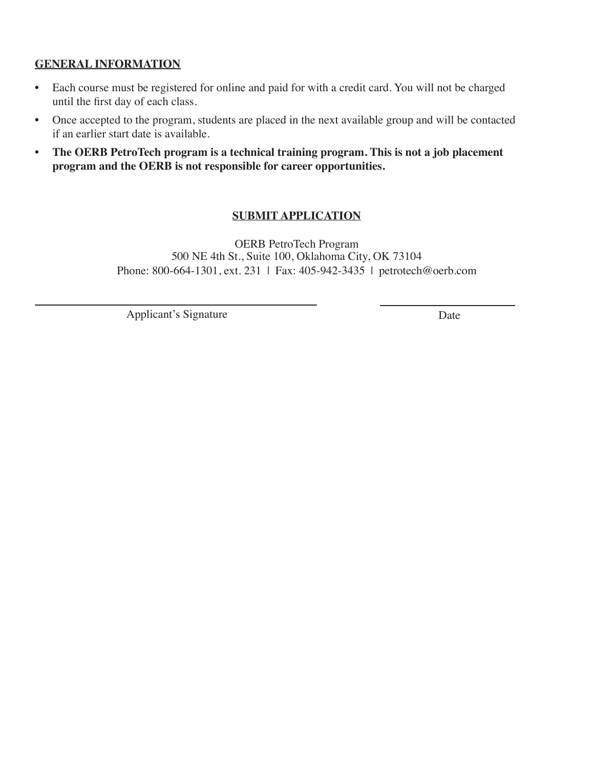**GENERAL INFORMATION**

- Each course must be registered for online and paid for with a credit card. You will not be charged until the first day of each class.
- Once accepted to the program, students are placed in the next available group and will be contacted if an earlier start date is available.
- **The OERB PetroTech program is a technical training program. This is not a job placement program and the OERB is not responsible for career opportunities.**

**SUBMIT APPLICATION**

OERB PetroTech Program
500 NE 4th St., Suite 100, Oklahoma City, OK 73104
Phone: 800-664-1301, ext. 231 | Fax: 405-942-3435 | petrotech@oerb.com

______________________________________ ______________________

Applicant's Signature Date